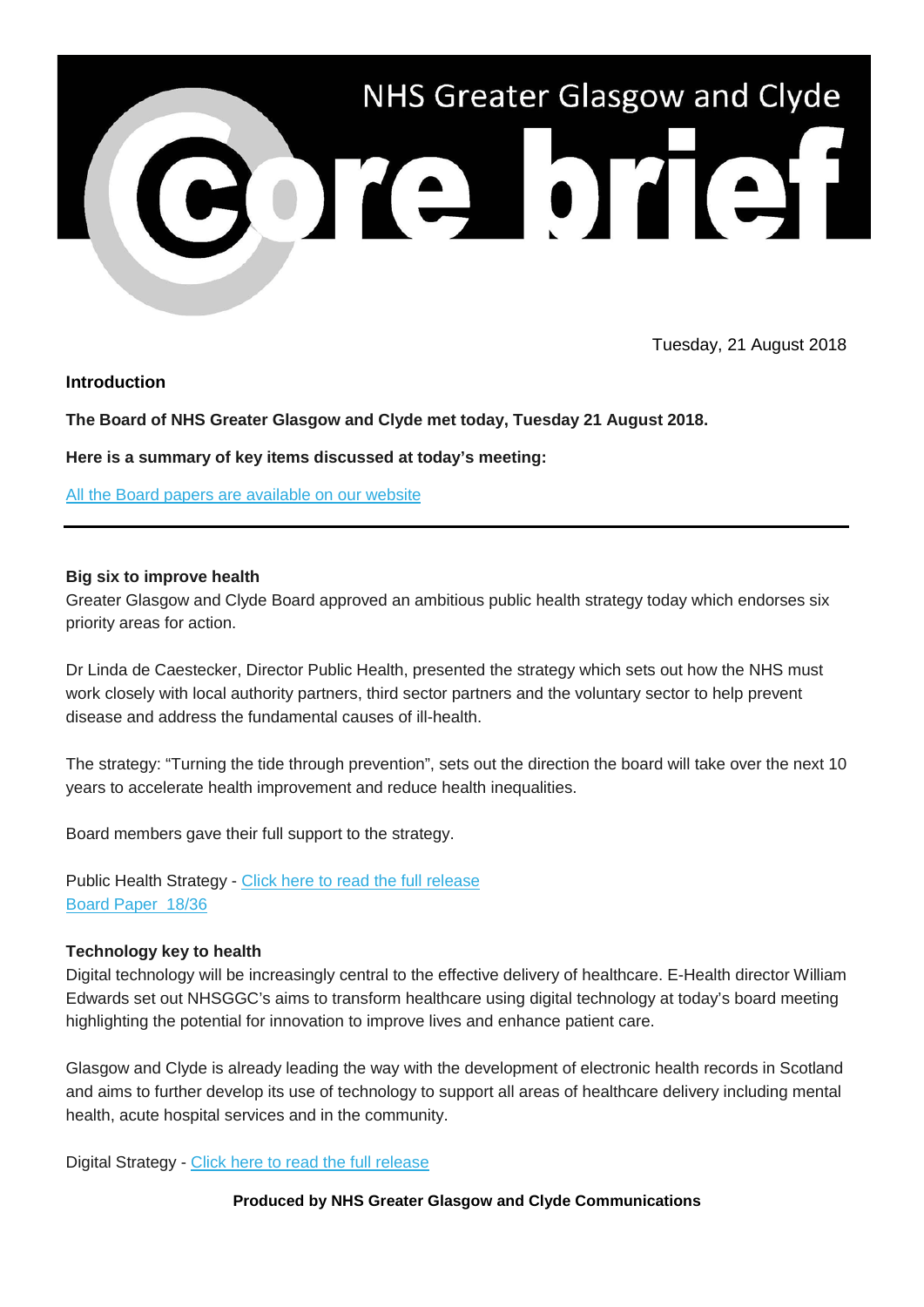# NHS Greater Glasgow and Clyde core brief

Tuesday, 21 August 2018

**Introduction**

**The Board of NHS Greater Glasgow and Clyde met today, Tuesday 21 August 2018.**

**Here is a summary of key items discussed at today's meeting:**

[All the Board papers are available on our website]

---

**Big six to improve health**

Greater Glasgow and Clyde Board approved an ambitious public health strategy today which endorses six priority areas for action.

Dr Linda de Caestecker, Director Public Health, presented the strategy which sets out how the NHS must work closely with local authority partners, third sector partners and the voluntary sector to help prevent disease and address the fundamental causes of ill-health.

The strategy: "Turning the tide through prevention", sets out the direction the board will take over the next 10 years to accelerate health improvement and reduce health inequalities.

Board members gave their full support to the strategy.

Public Health Strategy - [Click here to read the full release]
[Board Paper 18/36]

**Technology key to health**

Digital technology will be increasingly central to the effective delivery of healthcare. E-Health director William Edwards set out NHSGGC's aims to transform healthcare using digital technology at today's board meeting highlighting the potential for innovation to improve lives and enhance patient care.

Glasgow and Clyde is already leading the way with the development of electronic health records in Scotland and aims to further develop its use of technology to support all areas of healthcare delivery including mental health, acute hospital services and in the community.

Digital Strategy - [Click here to read the full release]

**Produced by NHS Greater Glasgow and Clyde Communications**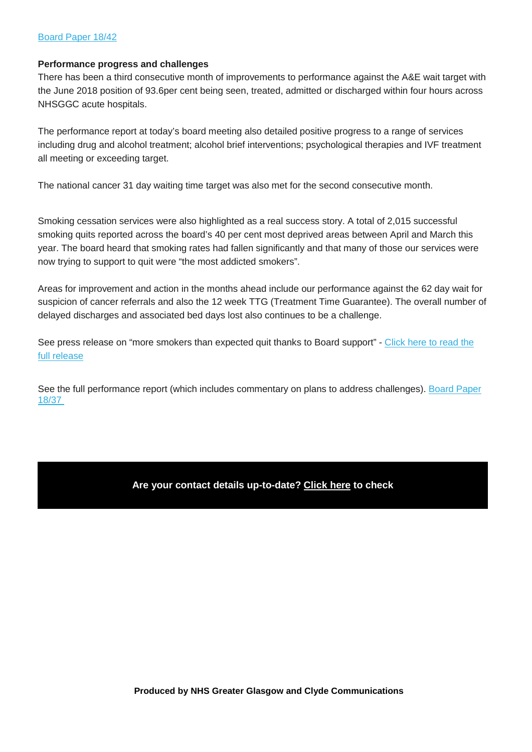Board Paper 18/42

**Performance progress and challenges**

There has been a third consecutive month of improvements to performance against the A&E wait target with the June 2018 position of 93.6per cent being seen, treated, admitted or discharged within four hours across NHSGGC acute hospitals.

The performance report at today's board meeting also detailed positive progress to a range of services including drug and alcohol treatment; alcohol brief interventions; psychological therapies and IVF treatment all meeting or exceeding target.

The national cancer 31 day waiting time target was also met for the second consecutive month.

Smoking cessation services were also highlighted as a real success story. A total of 2,015 successful smoking quits reported across the board's 40 per cent most deprived areas between April and March this year. The board heard that smoking rates had fallen significantly and that many of those our services were now trying to support to quit were "the most addicted smokers".

Areas for improvement and action in the months ahead include our performance against the 62 day wait for suspicion of cancer referrals and also the 12 week TTG (Treatment Time Guarantee). The overall number of delayed discharges and associated bed days lost also continues to be a challenge.

See press release on "more smokers than expected quit thanks to Board support" - Click here to read the full release

See the full performance report (which includes commentary on plans to address challenges). Board Paper 18/37

**Are your contact details up-to-date? Click here to check**

**Produced by NHS Greater Glasgow and Clyde Communications**